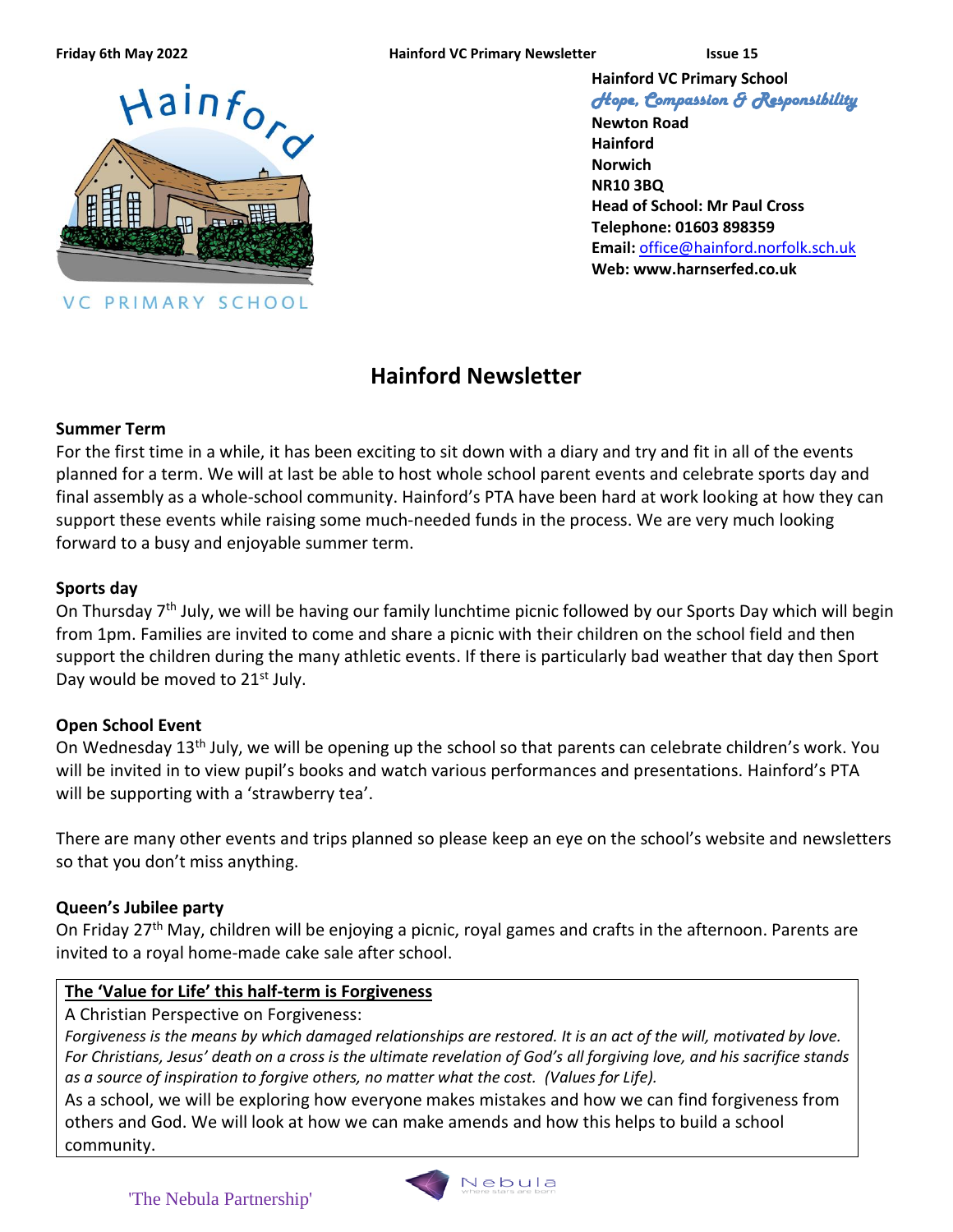Friday 6th May 2022 | Hainford VC Primary Newsletter | Issue 15

Hainford VC PRIMARY SCHOOL

**Hainford VC Primary School**
*Hope, Compassion & Responsibility*
**Newton Road**
**Hainford**
**Norwich**
**NR10 3BQ**
**Head of School: Mr Paul Cross**
**Telephone: 01603 898359**
**Email:** office@hainford.norfolk.sch.uk
**Web: www.harnserfed.co.uk**

# Hainford Newsletter

**Summer Term**

For the first time in a while, it has been exciting to sit down with a diary and try and fit in all of the events planned for a term. We will at last be able to host whole school parent events and celebrate sports day and final assembly as a whole-school community. Hainford's PTA have been hard at work looking at how they can support these events while raising some much-needed funds in the process. We are very much looking forward to a busy and enjoyable summer term.

**Sports day**

On Thursday 7th July, we will be having our family lunchtime picnic followed by our Sports Day which will begin from 1pm. Families are invited to come and share a picnic with their children on the school field and then support the children during the many athletic events. If there is particularly bad weather that day then Sport Day would be moved to 21st July.

**Open School Event**

On Wednesday 13th July, we will be opening up the school so that parents can celebrate children's work. You will be invited in to view pupil's books and watch various performances and presentations. Hainford's PTA will be supporting with a 'strawberry tea'.

There are many other events and trips planned so please keep an eye on the school's website and newsletters so that you don't miss anything.

**Queen's Jubilee party**

On Friday 27th May, children will be enjoying a picnic, royal games and crafts in the afternoon. Parents are invited to a royal home-made cake sale after school.

**The 'Value for Life' this half-term is Forgiveness**

A Christian Perspective on Forgiveness:

*Forgiveness is the means by which damaged relationships are restored. It is an act of the will, motivated by love. For Christians, Jesus' death on a cross is the ultimate revelation of God's all forgiving love, and his sacrifice stands as a source of inspiration to forgive others, no matter what the cost. (Values for Life).*

As a school, we will be exploring how everyone makes mistakes and how we can find forgiveness from others and God. We will look at how we can make amends and how this helps to build a school community.

'The Nebula Partnership'

Nebula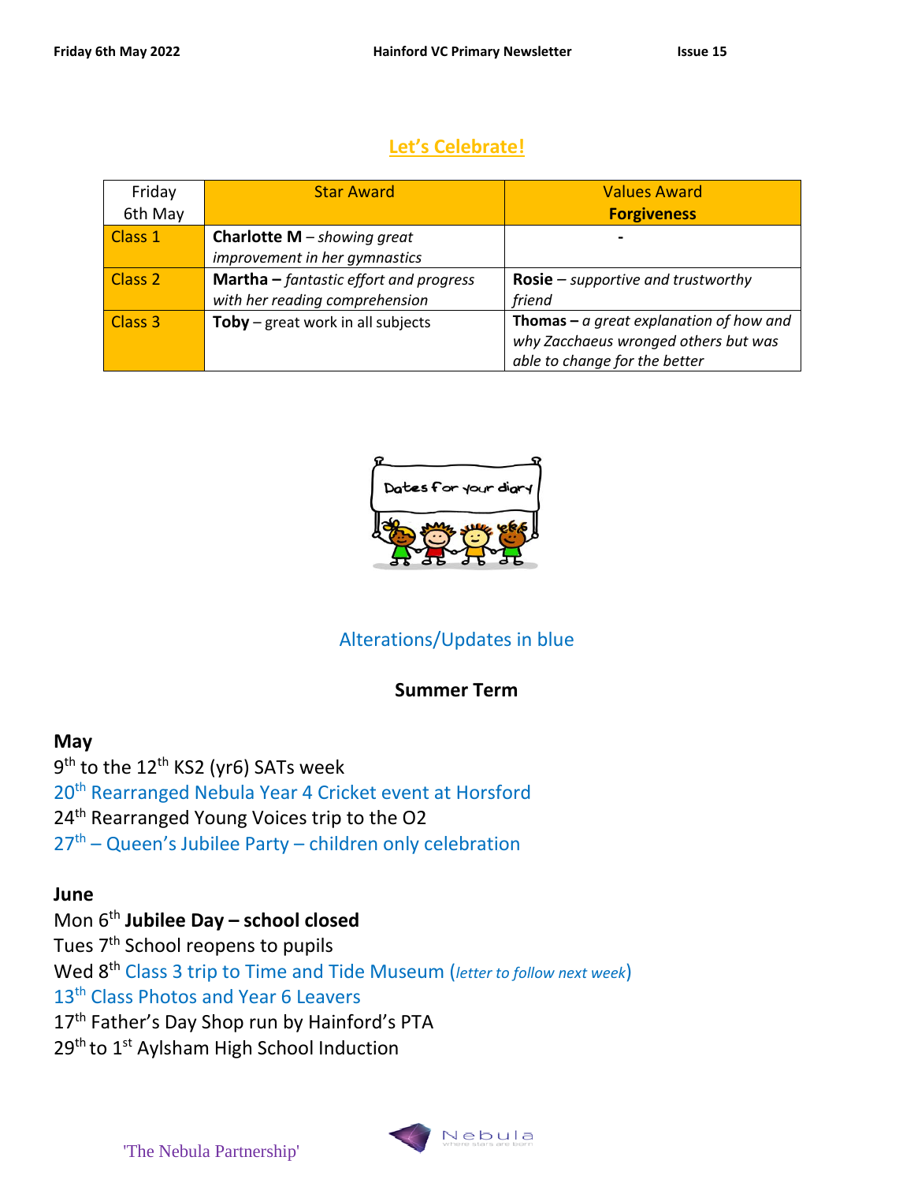## Let's Celebrate!

| Friday 6th May | Star Award | Values Award **Forgiveness** |
|---|---|---|
| Class 1 | **Charlotte M** – *showing great improvement in her gymnastics* | - |
| Class 2 | **Martha –** *fantastic effort and progress with her reading comprehension* | **Rosie** – *supportive and trustworthy friend* |
| Class 3 | **Toby** – great work in all subjects | **Thomas –** *a great explanation of how and why Zacchaeus wronged others but was able to change for the better* |

Dates for your diary

Alterations/Updates in blue

**Summer Term**

**May**

9th to the 12th KS2 (yr6) SATs week
20th Rearranged Nebula Year 4 Cricket event at Horsford
24th Rearranged Young Voices trip to the O2
27th – Queen's Jubilee Party – children only celebration

**June**

Mon 6th **Jubilee Day – school closed**
Tues 7th School reopens to pupils
Wed 8th Class 3 trip to Time and Tide Museum (*letter to follow next week*)
13th Class Photos and Year 6 Leavers
17th Father's Day Shop run by Hainford's PTA
29th to 1st Aylsham High School Induction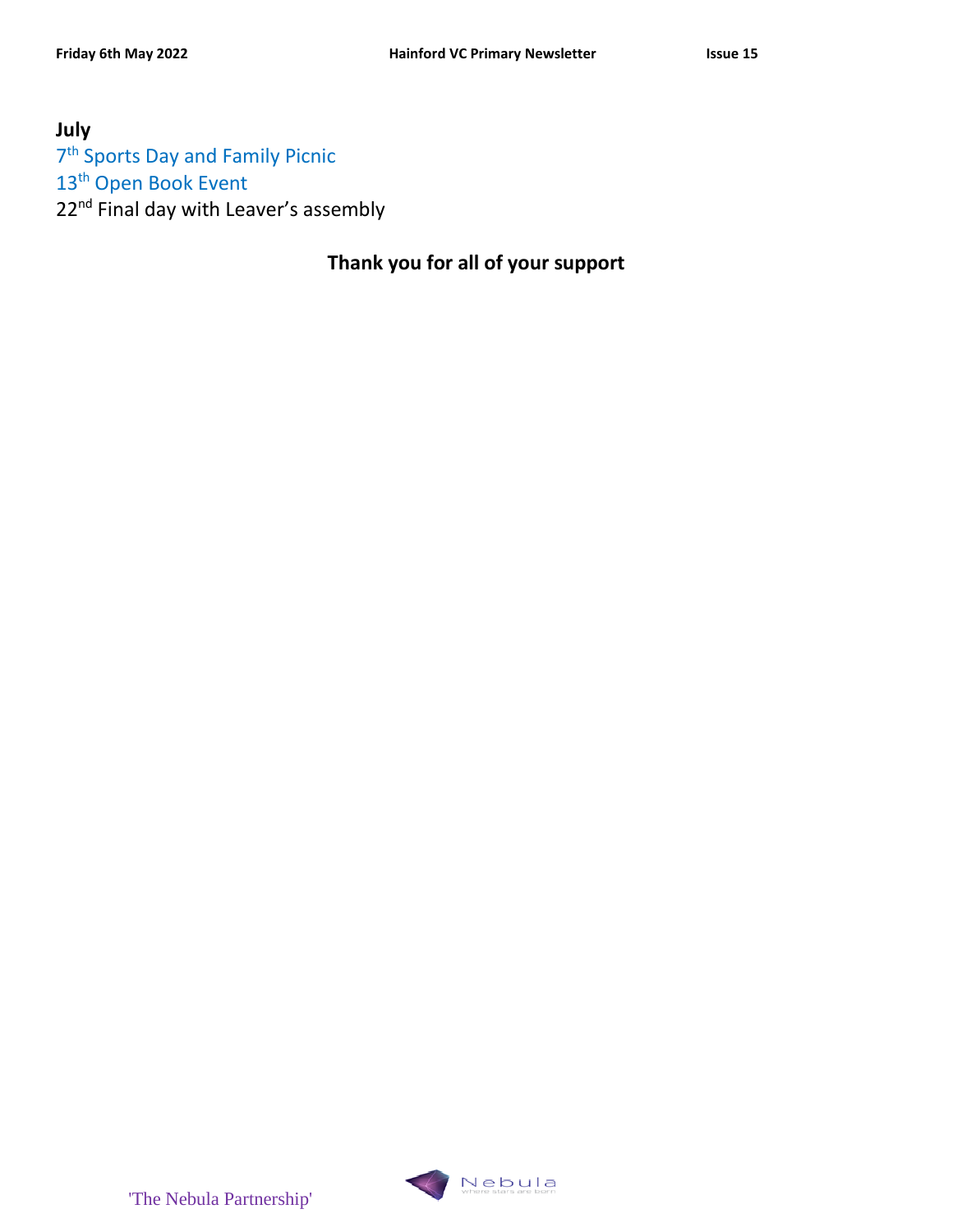**July**

7th Sports Day and Family Picnic

13th Open Book Event

22nd Final day with Leaver's assembly

**Thank you for all of your support**

'The Nebula Partnership'

Nebula

where stars are born